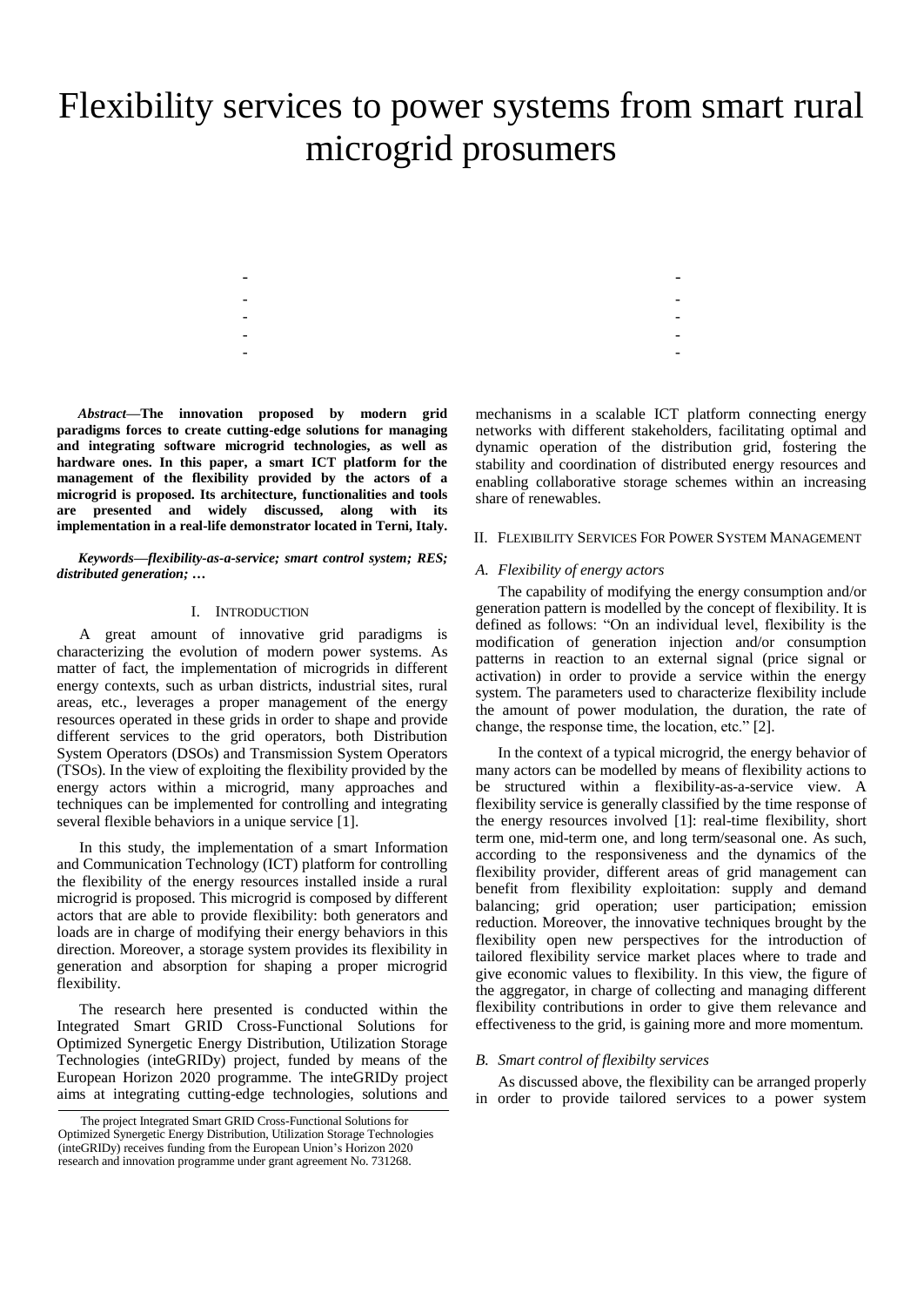# Flexibility services to power systems from smart rural microgrid prosumers

-
-
-
-
-

-
-
-
-
-

***Abstract*—The innovation proposed by modern grid paradigms forces to create cutting-edge solutions for managing and integrating software microgrid technologies, as well as hardware ones. In this paper, a smart ICT platform for the management of the flexibility provided by the actors of a microgrid is proposed. Its architecture, functionalities and tools are presented and widely discussed, along with its implementation in a real-life demonstrator located in Terni, Italy.**

***Keywords—flexibility-as-a-service; smart control system; RES; distributed generation; …***

## I. Introduction

A great amount of innovative grid paradigms is characterizing the evolution of modern power systems. As matter of fact, the implementation of microgrids in different energy contexts, such as urban districts, industrial sites, rural areas, etc., leverages a proper management of the energy resources operated in these grids in order to shape and provide different services to the grid operators, both Distribution System Operators (DSOs) and Transmission System Operators (TSOs). In the view of exploiting the flexibility provided by the energy actors within a microgrid, many approaches and techniques can be implemented for controlling and integrating several flexible behaviors in a unique service [1].

In this study, the implementation of a smart Information and Communication Technology (ICT) platform for controlling the flexibility of the energy resources installed inside a rural microgrid is proposed. This microgrid is composed by different actors that are able to provide flexibility: both generators and loads are in charge of modifying their energy behaviors in this direction. Moreover, a storage system provides its flexibility in generation and absorption for shaping a proper microgrid flexibility.

The research here presented is conducted within the Integrated Smart GRID Cross-Functional Solutions for Optimized Synergetic Energy Distribution, Utilization Storage Technologies (inteGRIDy) project, funded by means of the European Horizon 2020 programme. The inteGRIDy project aims at integrating cutting-edge technologies, solutions and mechanisms in a scalable ICT platform connecting energy networks with different stakeholders, facilitating optimal and dynamic operation of the distribution grid, fostering the stability and coordination of distributed energy resources and enabling collaborative storage schemes within an increasing share of renewables.

The project Integrated Smart GRID Cross-Functional Solutions for Optimized Synergetic Energy Distribution, Utilization Storage Technologies (inteGRIDy) receives funding from the European Union's Horizon 2020 research and innovation programme under grant agreement No. 731268.

## II. Flexibility Services For Power System Management

### A. Flexibility of energy actors

The capability of modifying the energy consumption and/or generation pattern is modelled by the concept of flexibility. It is defined as follows: "On an individual level, flexibility is the modification of generation injection and/or consumption patterns in reaction to an external signal (price signal or activation) in order to provide a service within the energy system. The parameters used to characterize flexibility include the amount of power modulation, the duration, the rate of change, the response time, the location, etc." [2].

In the context of a typical microgrid, the energy behavior of many actors can be modelled by means of flexibility actions to be structured within a flexibility-as-a-service view. A flexibility service is generally classified by the time response of the energy resources involved [1]: real-time flexibility, short term one, mid-term one, and long term/seasonal one. As such, according to the responsiveness and the dynamics of the flexibility provider, different areas of grid management can benefit from flexibility exploitation: supply and demand balancing; grid operation; user participation; emission reduction. Moreover, the innovative techniques brought by the flexibility open new perspectives for the introduction of tailored flexibility service market places where to trade and give economic values to flexibility. In this view, the figure of the aggregator, in charge of collecting and managing different flexibility contributions in order to give them relevance and effectiveness to the grid, is gaining more and more momentum.

### B. Smart control of flexibilty services

As discussed above, the flexibility can be arranged properly in order to provide tailored services to a power system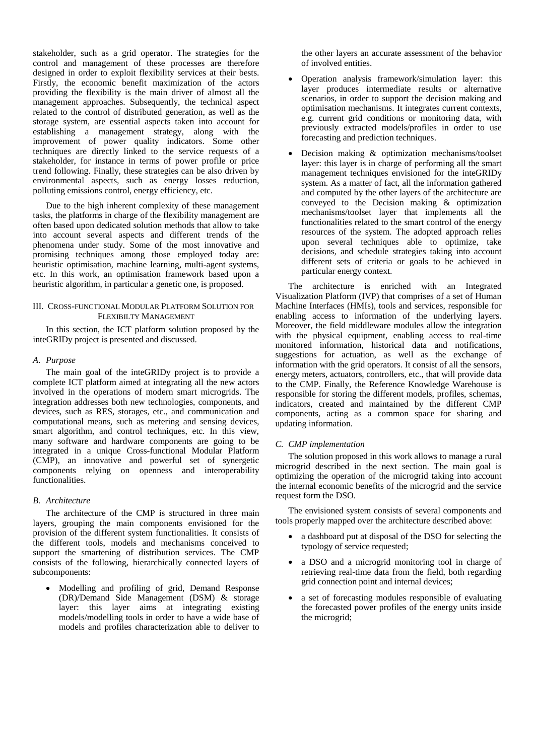stakeholder, such as a grid operator. The strategies for the control and management of these processes are therefore designed in order to exploit flexibility services at their bests. Firstly, the economic benefit maximization of the actors providing the flexibility is the main driver of almost all the management approaches. Subsequently, the technical aspect related to the control of distributed generation, as well as the storage system, are essential aspects taken into account for establishing a management strategy, along with the improvement of power quality indicators. Some other techniques are directly linked to the service requests of a stakeholder, for instance in terms of power profile or price trend following. Finally, these strategies can be also driven by environmental aspects, such as energy losses reduction, polluting emissions control, energy efficiency, etc.

Due to the high inherent complexity of these management tasks, the platforms in charge of the flexibility management are often based upon dedicated solution methods that allow to take into account several aspects and different trends of the phenomena under study. Some of the most innovative and promising techniques among those employed today are: heuristic optimisation, machine learning, multi-agent systems, etc. In this work, an optimisation framework based upon a heuristic algorithm, in particular a genetic one, is proposed.

## III. Cross-functional Modular Platform Solution for Flexibilty Management

In this section, the ICT platform solution proposed by the inteGRIDy project is presented and discussed.

### *A. Purpose*

The main goal of the inteGRIDy project is to provide a complete ICT platform aimed at integrating all the new actors involved in the operations of modern smart microgrids. The integration addresses both new technologies, components, and devices, such as RES, storages, etc., and communication and computational means, such as metering and sensing devices, smart algorithm, and control techniques, etc. In this view, many software and hardware components are going to be integrated in a unique Cross-functional Modular Platform (CMP), an innovative and powerful set of synergetic components relying on openness and interoperability functionalities.

### *B. Architecture*

The architecture of the CMP is structured in three main layers, grouping the main components envisioned for the provision of the different system functionalities. It consists of the different tools, models and mechanisms conceived to support the smartening of distribution services. The CMP consists of the following, hierarchically connected layers of subcomponents:

- Modelling and profiling of grid, Demand Response (DR)/Demand Side Management (DSM) & storage layer: this layer aims at integrating existing models/modelling tools in order to have a wide base of models and profiles characterization able to deliver to the other layers an accurate assessment of the behavior of involved entities.
- Operation analysis framework/simulation layer: this layer produces intermediate results or alternative scenarios, in order to support the decision making and optimisation mechanisms. It integrates current contexts, e.g. current grid conditions or monitoring data, with previously extracted models/profiles in order to use forecasting and prediction techniques.
- Decision making & optimization mechanisms/toolset layer: this layer is in charge of performing all the smart management techniques envisioned for the inteGRIDy system. As a matter of fact, all the information gathered and computed by the other layers of the architecture are conveyed to the Decision making & optimization mechanisms/toolset layer that implements all the functionalities related to the smart control of the energy resources of the system. The adopted approach relies upon several techniques able to optimize, take decisions, and schedule strategies taking into account different sets of criteria or goals to be achieved in particular energy context.

The architecture is enriched with an Integrated Visualization Platform (IVP) that comprises of a set of Human Machine Interfaces (HMIs), tools and services, responsible for enabling access to information of the underlying layers. Moreover, the field middleware modules allow the integration with the physical equipment, enabling access to real-time monitored information, historical data and notifications, suggestions for actuation, as well as the exchange of information with the grid operators. It consist of all the sensors, energy meters, actuators, controllers, etc., that will provide data to the CMP. Finally, the Reference Knowledge Warehouse is responsible for storing the different models, profiles, schemas, indicators, created and maintained by the different CMP components, acting as a common space for sharing and updating information.

### *C. CMP implementation*

The solution proposed in this work allows to manage a rural microgrid described in the next section. The main goal is optimizing the operation of the microgrid taking into account the internal economic benefits of the microgrid and the service request form the DSO.

The envisioned system consists of several components and tools properly mapped over the architecture described above:

- a dashboard put at disposal of the DSO for selecting the typology of service requested;
- a DSO and a microgrid monitoring tool in charge of retrieving real-time data from the field, both regarding grid connection point and internal devices;
- a set of forecasting modules responsible of evaluating the forecasted power profiles of the energy units inside the microgrid;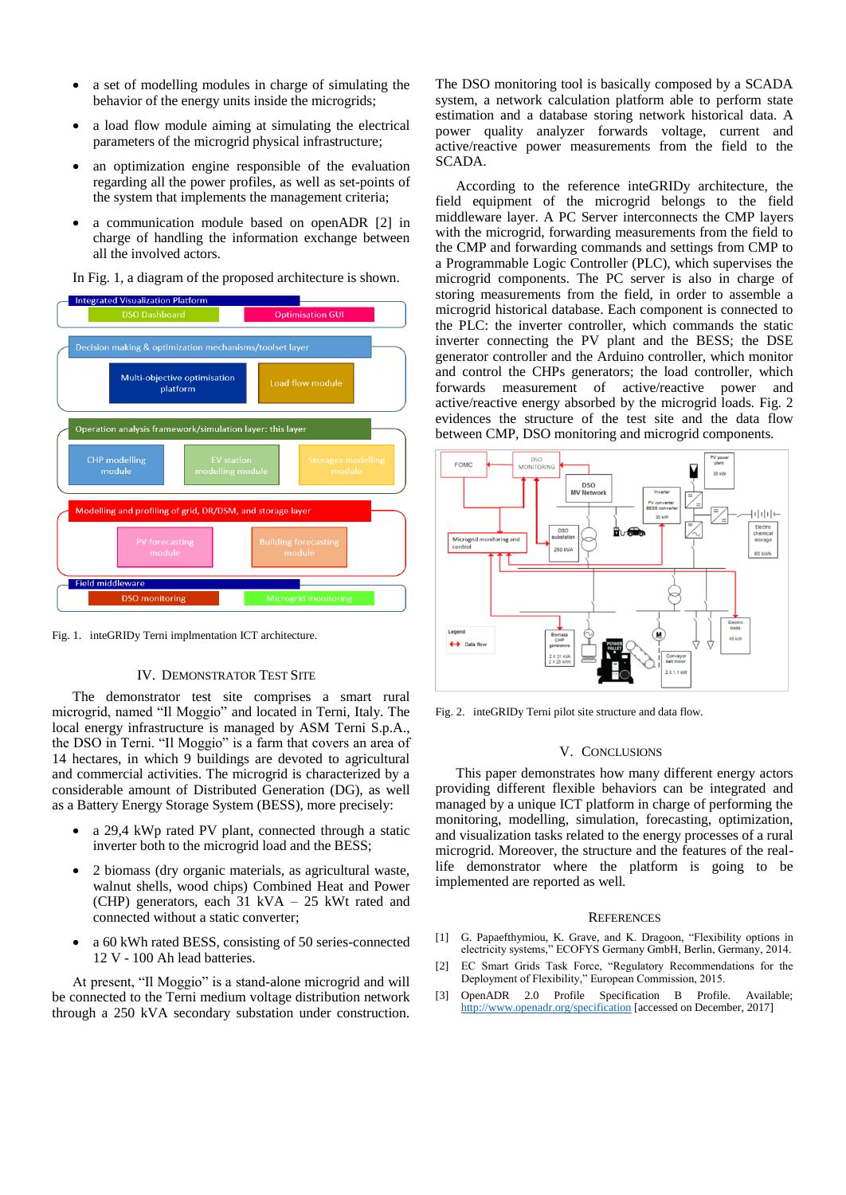- a set of modelling modules in charge of simulating the behavior of the energy units inside the microgrids;
- a load flow module aiming at simulating the electrical parameters of the microgrid physical infrastructure;
- an optimization engine responsible of the evaluation regarding all the power profiles, as well as set-points of the system that implements the management criteria;
- a communication module based on openADR [2] in charge of handling the information exchange between all the involved actors.

In Fig. 1, a diagram of the proposed architecture is shown.

Integrated Visualization Platform
DSO Dashboard
Optimisation GUI
Decision making & optimization mechanisms/toolset layer
Multi-objective optimisation platform
Load flow module
Operation analysis framework/simulation layer: this layer
CHP modelling module
EV station modelling module
Storages modelling module
Modelling and profiling of grid, DR/DSM, and storage layer
PV forecasting module
Building forecasting module
Field middleware
DSO monitoring
Microgrid monitoring

Fig. 1. inteGRIDy Terni implmentation ICT architecture.

## IV. Demonstrator Test Site

The demonstrator test site comprises a smart rural microgrid, named "Il Moggio" and located in Terni, Italy. The local energy infrastructure is managed by ASM Terni S.p.A., the DSO in Terni. "Il Moggio" is a farm that covers an area of 14 hectares, in which 9 buildings are devoted to agricultural and commercial activities. The microgrid is characterized by a considerable amount of Distributed Generation (DG), as well as a Battery Energy Storage System (BESS), more precisely:

- a 29,4 kWp rated PV plant, connected through a static inverter both to the microgrid load and the BESS;
- 2 biomass (dry organic materials, as agricultural waste, walnut shells, wood chips) Combined Heat and Power (CHP) generators, each 31 kVA – 25 kWt rated and connected without a static converter;
- a 60 kWh rated BESS, consisting of 50 series-connected 12 V - 100 Ah lead batteries.

At present, "Il Moggio" is a stand-alone microgrid and will be connected to the Terni medium voltage distribution network through a 250 kVA secondary substation under construction.

The DSO monitoring tool is basically composed by a SCADA system, a network calculation platform able to perform state estimation and a database storing network historical data. A power quality analyzer forwards voltage, current and active/reactive power measurements from the field to the SCADA.

According to the reference inteGRIDy architecture, the field equipment of the microgrid belongs to the field middleware layer. A PC Server interconnects the CMP layers with the microgrid, forwarding measurements from the field to the CMP and forwarding commands and settings from CMP to a Programmable Logic Controller (PLC), which supervises the microgrid components. The PC server is also in charge of storing measurements from the field, in order to assemble a microgrid historical database. Each component is connected to the PLC: the inverter controller, which commands the static inverter connecting the PV plant and the BESS; the DSE generator controller and the Arduino controller, which monitor and control the CHPs generators; the load controller, which forwards measurement of active/reactive power and active/reactive energy absorbed by the microgrid loads. Fig. 2 evidences the structure of the test site and the data flow between CMP, DSO monitoring and microgrid components.

FOMC
DSO MONITORING
DSO MV Network
PV power plant
30 kW
Inverter
PV converter BESS converter
30 kW
Electro chemical storage
60 kWh
Microgrid monitoring and control
DSO substation
250 kVA
Legend
Data flow
Biomass CHP generators
2 X 31 kVA
2 X 25 kWt
POWER PALLET
M
Conveyor belt motor
2 X 1,1 kW
Electric loads
45 kW

Fig. 2. inteGRIDy Terni pilot site structure and data flow.

## V. Conclusions

This paper demonstrates how many different energy actors providing different flexible behaviors can be integrated and managed by a unique ICT platform in charge of performing the monitoring, modelling, simulation, forecasting, optimization, and visualization tasks related to the energy processes of a rural microgrid. Moreover, the structure and the features of the real-life demonstrator where the platform is going to be implemented are reported as well.

## References

[1] G. Papaefthymiou, K. Grave, and K. Dragoon, "Flexibility options in electricity systems," ECOFYS Germany GmbH, Berlin, Germany, 2014.

[2] EC Smart Grids Task Force, "Regulatory Recommendations for the Deployment of Flexibility," European Commission, 2015.

[3] OpenADR 2.0 Profile Specification B Profile. Available; http://www.openadr.org/specification [accessed on December, 2017]